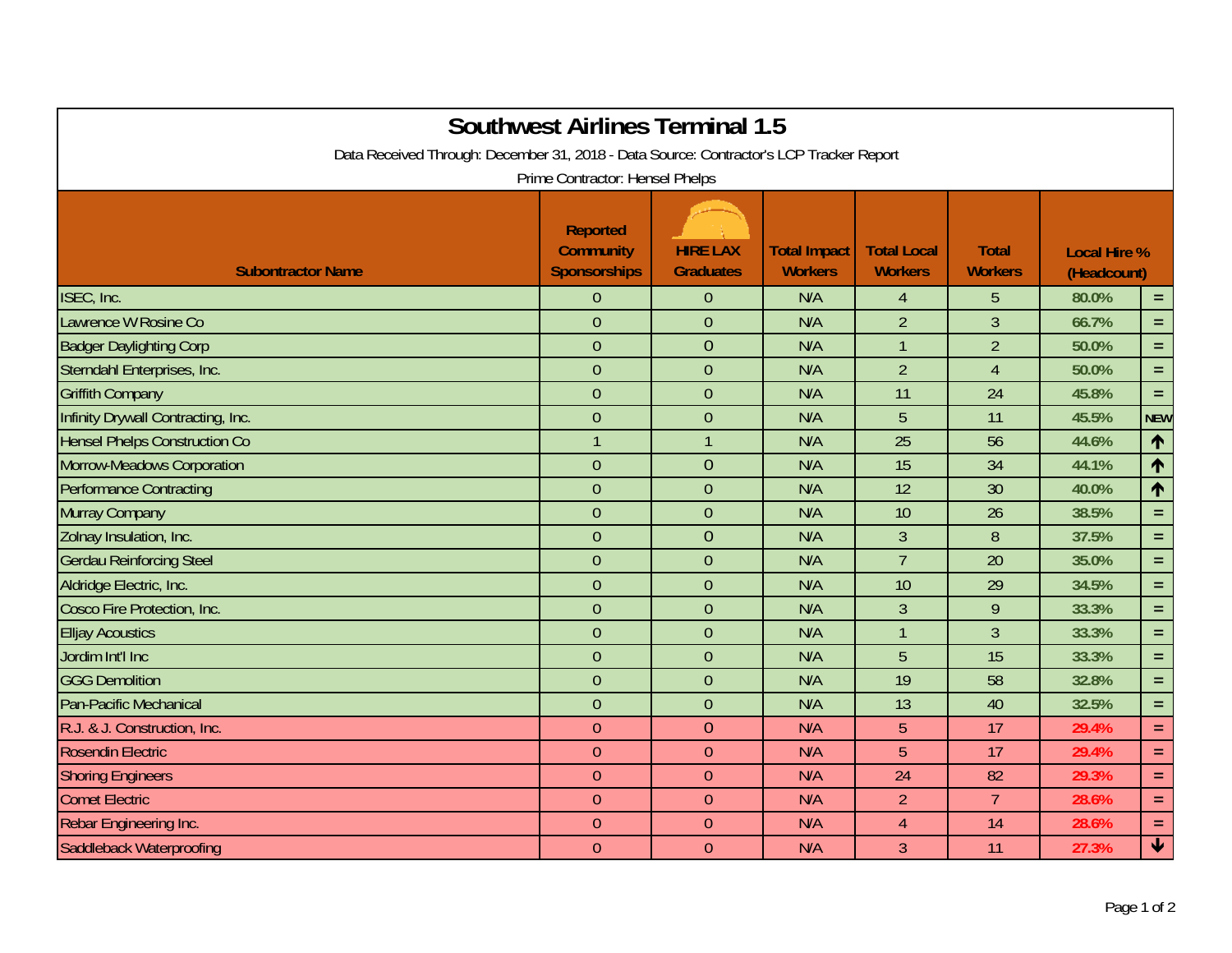# Southwest Airlines Terminal 1.5

Data Received Through: December 31, 2018 - Data Source: Contractor's LCP Tracker Report

Prime Contractor: Hensel Phelps

| Subontractor Name | Reported Community Sponsorships | HIRE LAX Graduates | Total Impact Workers | Total Local Workers | Total Workers | Local Hire % (Headcount) | |
|---|---|---|---|---|---|---|---|
| ISEC, Inc. | 0 | 0 | N/A | 4 | 5 | 80.0% | = |
| Lawrence W Rosine Co | 0 | 0 | N/A | 2 | 3 | 66.7% | = |
| Badger Daylighting Corp | 0 | 0 | N/A | 1 | 2 | 50.0% | = |
| Sterndahl Enterprises, Inc. | 0 | 0 | N/A | 2 | 4 | 50.0% | = |
| Griffith Company | 0 | 0 | N/A | 11 | 24 | 45.8% | = |
| Infinity Drywall Contracting, Inc. | 0 | 0 | N/A | 5 | 11 | 45.5% | NEW |
| Hensel Phelps Construction Co | 1 | 1 | N/A | 25 | 56 | 44.6% | ↑ |
| Morrow-Meadows Corporation | 0 | 0 | N/A | 15 | 34 | 44.1% | ↑ |
| Performance Contracting | 0 | 0 | N/A | 12 | 30 | 40.0% | ↑ |
| Murray Company | 0 | 0 | N/A | 10 | 26 | 38.5% | = |
| Zolnay Insulation, Inc. | 0 | 0 | N/A | 3 | 8 | 37.5% | = |
| Gerdau Reinforcing Steel | 0 | 0 | N/A | 7 | 20 | 35.0% | = |
| Aldridge Electric, Inc. | 0 | 0 | N/A | 10 | 29 | 34.5% | = |
| Cosco Fire Protection, Inc. | 0 | 0 | N/A | 3 | 9 | 33.3% | = |
| Elljay Acoustics | 0 | 0 | N/A | 1 | 3 | 33.3% | = |
| Jordim Int'l Inc | 0 | 0 | N/A | 5 | 15 | 33.3% | = |
| GGG Demolition | 0 | 0 | N/A | 19 | 58 | 32.8% | = |
| Pan-Pacific Mechanical | 0 | 0 | N/A | 13 | 40 | 32.5% | = |
| R.J. & J. Construction, Inc. | 0 | 0 | N/A | 5 | 17 | 29.4% | = |
| Rosendin Electric | 0 | 0 | N/A | 5 | 17 | 29.4% | = |
| Shoring Engineers | 0 | 0 | N/A | 24 | 82 | 29.3% | = |
| Comet Electric | 0 | 0 | N/A | 2 | 7 | 28.6% | = |
| Rebar Engineering Inc. | 0 | 0 | N/A | 4 | 14 | 28.6% | = |
| Saddleback Waterproofing | 0 | 0 | N/A | 3 | 11 | 27.3% | ↓ |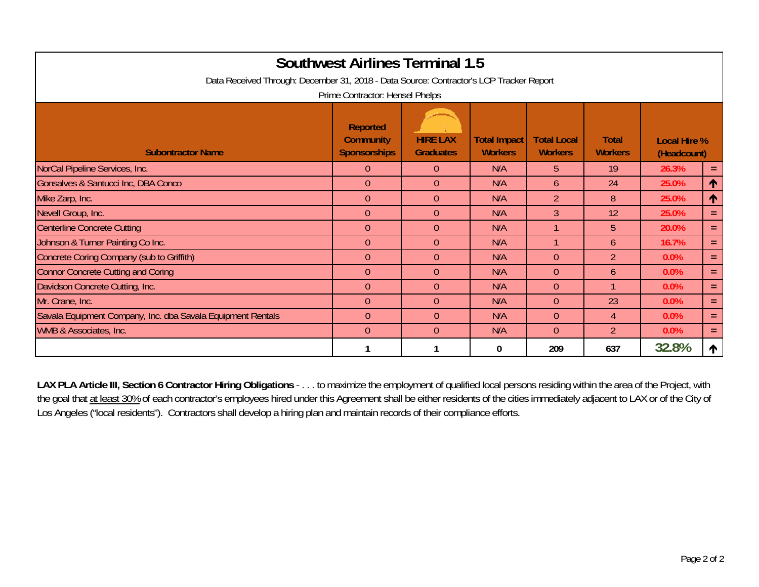# Southwest Airlines Terminal 1.5

Data Received Through: December 31, 2018 - Data Source: Contractor's LCP Tracker Report

Prime Contractor: Hensel Phelps

| Subontractor Name | Reported Community Sponsorships | HIRE LAX Graduates | Total Impact Workers | Total Local Workers | Total Workers | Local Hire % (Headcount) | |
|---|---|---|---|---|---|---|---|
| NorCal Pipeline Services, Inc. | 0 | 0 | N/A | 5 | 19 | 26.3% | = |
| Gonsalves & Santucci Inc, DBA Conco | 0 | 0 | N/A | 6 | 24 | 25.0% | ↑ |
| Mike Zarp, Inc. | 0 | 0 | N/A | 2 | 8 | 25.0% | ↑ |
| Nevell Group, Inc. | 0 | 0 | N/A | 3 | 12 | 25.0% | = |
| Centerline Concrete Cutting | 0 | 0 | N/A | 1 | 5 | 20.0% | = |
| Johnson & Turner Painting Co Inc. | 0 | 0 | N/A | 1 | 6 | 16.7% | = |
| Concrete Coring Company (sub to Griffith) | 0 | 0 | N/A | 0 | 2 | 0.0% | = |
| Connor Concrete Cutting and Coring | 0 | 0 | N/A | 0 | 6 | 0.0% | = |
| Davidson Concrete Cutting, Inc. | 0 | 0 | N/A | 0 | 1 | 0.0% | = |
| Mr. Crane, Inc. | 0 | 0 | N/A | 0 | 23 | 0.0% | = |
| Savala Equipment Company, Inc. dba Savala Equipment Rentals | 0 | 0 | N/A | 0 | 4 | 0.0% | = |
| WMB & Associates, Inc. | 0 | 0 | N/A | 0 | 2 | 0.0% | = |
| | **1** | **1** | **0** | **209** | **637** | **32.8%** | ↑ |

**LAX PLA Article III, Section 6 Contractor Hiring Obligations** - . . . to maximize the employment of qualified local persons residing within the area of the Project, with the goal that at least 30% of each contractor's employees hired under this Agreement shall be either residents of the cities immediately adjacent to LAX or of the City of Los Angeles ("local residents"). Contractors shall develop a hiring plan and maintain records of their compliance efforts.